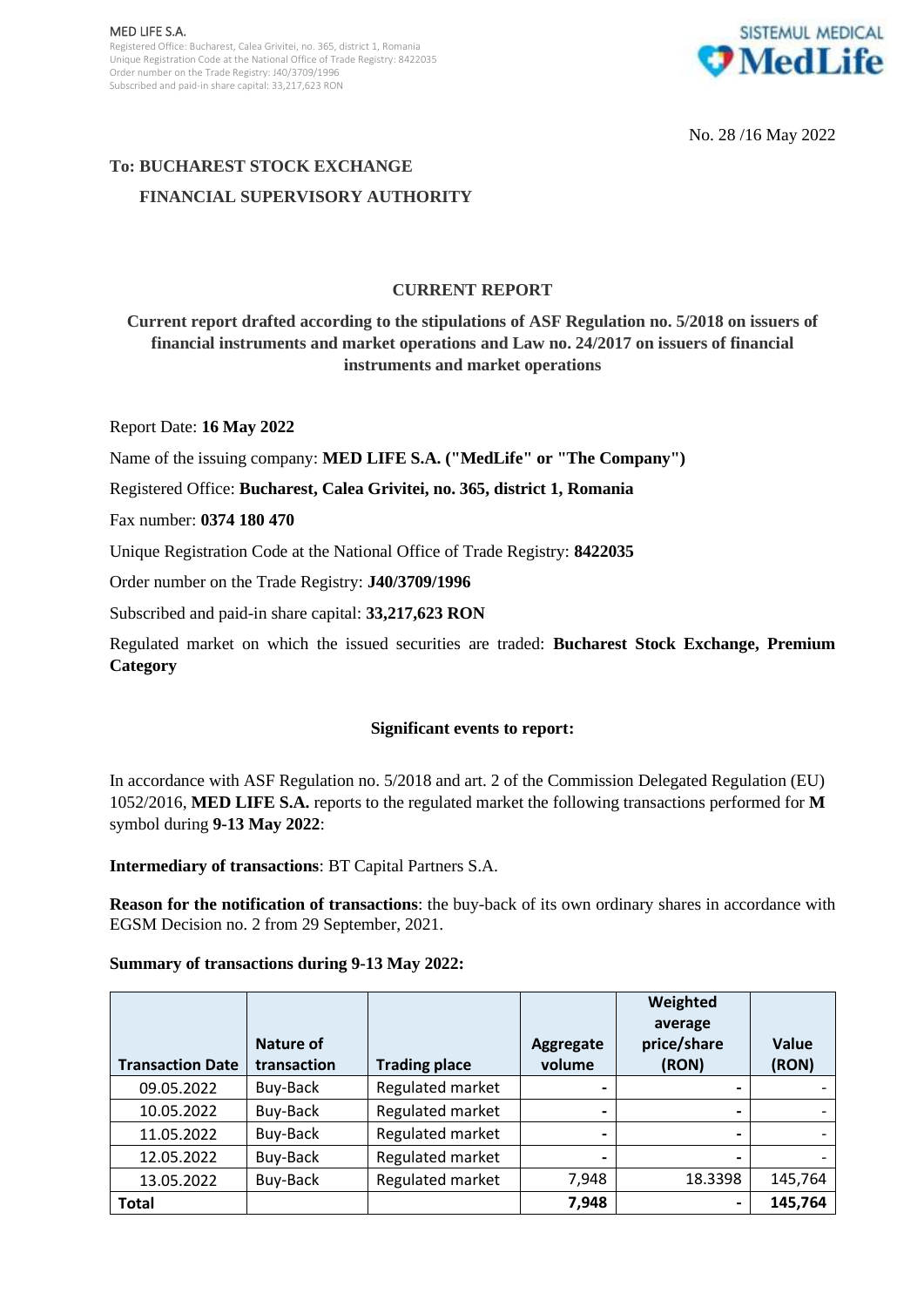MED LIFE S.A.
Registered Office: Bucharest, Calea Grivitei, no. 365, district 1, Romania
Unique Registration Code at the National Office of Trade Registry: 8422035
Order number on the Trade Registry: J40/3709/1996
Subscribed and paid-in share capital: 33,217,623 RON

No. 28 /16 May 2022

**To: BUCHAREST STOCK EXCHANGE**

**FINANCIAL SUPERVISORY AUTHORITY**

## CURRENT REPORT

**Current report drafted according to the stipulations of ASF Regulation no. 5/2018 on issuers of financial instruments and market operations and Law no. 24/2017 on issuers of financial instruments and market operations**

Report Date: **16 May 2022**

Name of the issuing company: **MED LIFE S.A. ("MedLife" or "The Company")**

Registered Office: **Bucharest, Calea Grivitei, no. 365, district 1, Romania**

Fax number: **0374 180 470**

Unique Registration Code at the National Office of Trade Registry: **8422035**

Order number on the Trade Registry: **J40/3709/1996**

Subscribed and paid-in share capital: **33,217,623 RON**

Regulated market on which the issued securities are traded: **Bucharest Stock Exchange, Premium Category**

**Significant events to report:**

In accordance with ASF Regulation no. 5/2018 and art. 2 of the Commission Delegated Regulation (EU) 1052/2016, **MED LIFE S.A.** reports to the regulated market the following transactions performed for **M** symbol during **9-13 May 2022**:

**Intermediary of transactions**: BT Capital Partners S.A.

**Reason for the notification of transactions**: the buy-back of its own ordinary shares in accordance with EGSM Decision no. 2 from 29 September, 2021.

**Summary of transactions during 9-13 May 2022:**

| Transaction Date | Nature of transaction | Trading place | Aggregate volume | Weighted average price/share (RON) | Value (RON) |
|---|---|---|---|---|---|
| 09.05.2022 | Buy-Back | Regulated market | - | - | - |
| 10.05.2022 | Buy-Back | Regulated market | - | - | - |
| 11.05.2022 | Buy-Back | Regulated market | - | - | - |
| 12.05.2022 | Buy-Back | Regulated market | - | - | - |
| 13.05.2022 | Buy-Back | Regulated market | 7,948 | 18.3398 | 145,764 |
| **Total** | | | **7,948** | **-** | **145,764** |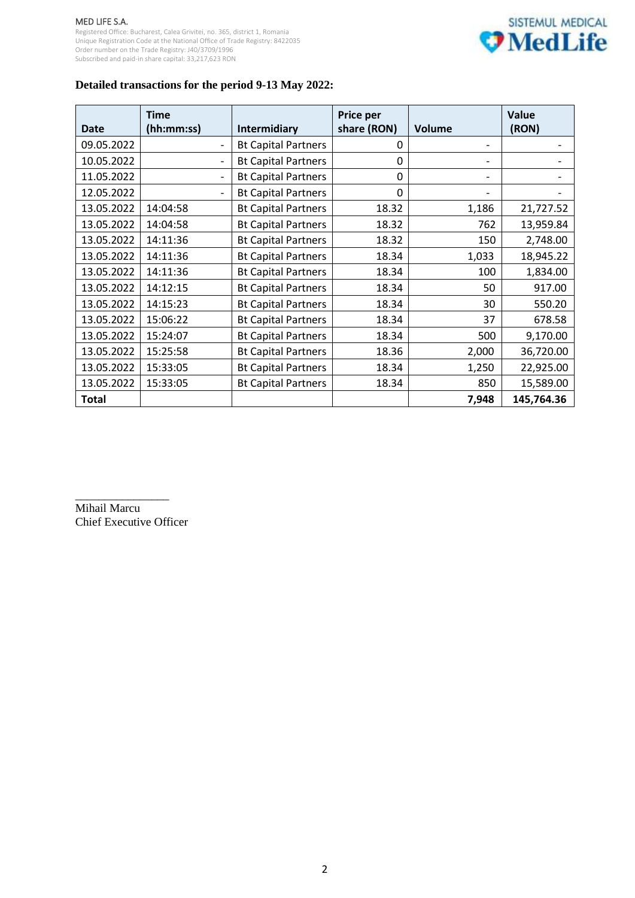MED LIFE S.A.
Registered Office: Bucharest, Calea Grivitei, no. 365, district 1, Romania
Unique Registration Code at the National Office of Trade Registry: 8422035
Order number on the Trade Registry: J40/3709/1996
Subscribed and paid-in share capital: 33,217,623 RON

SISTEMUL MEDICAL MedLife

**Detailed transactions for the period 9-13 May 2022:**

| Date | Time (hh:mm:ss) | Intermidiary | Price per share (RON) | Volume | Value (RON) |
|---|---|---|---|---|---|
| 09.05.2022 | - | Bt Capital Partners | 0 | - | - |
| 10.05.2022 | - | Bt Capital Partners | 0 | - | - |
| 11.05.2022 | - | Bt Capital Partners | 0 | - | - |
| 12.05.2022 | - | Bt Capital Partners | 0 | - | - |
| 13.05.2022 | 14:04:58 | Bt Capital Partners | 18.32 | 1,186 | 21,727.52 |
| 13.05.2022 | 14:04:58 | Bt Capital Partners | 18.32 | 762 | 13,959.84 |
| 13.05.2022 | 14:11:36 | Bt Capital Partners | 18.32 | 150 | 2,748.00 |
| 13.05.2022 | 14:11:36 | Bt Capital Partners | 18.34 | 1,033 | 18,945.22 |
| 13.05.2022 | 14:11:36 | Bt Capital Partners | 18.34 | 100 | 1,834.00 |
| 13.05.2022 | 14:12:15 | Bt Capital Partners | 18.34 | 50 | 917.00 |
| 13.05.2022 | 14:15:23 | Bt Capital Partners | 18.34 | 30 | 550.20 |
| 13.05.2022 | 15:06:22 | Bt Capital Partners | 18.34 | 37 | 678.58 |
| 13.05.2022 | 15:24:07 | Bt Capital Partners | 18.34 | 500 | 9,170.00 |
| 13.05.2022 | 15:25:58 | Bt Capital Partners | 18.36 | 2,000 | 36,720.00 |
| 13.05.2022 | 15:33:05 | Bt Capital Partners | 18.34 | 1,250 | 22,925.00 |
| 13.05.2022 | 15:33:05 | Bt Capital Partners | 18.34 | 850 | 15,589.00 |
| **Total** | | | | **7,948** | **145,764.36** |

_______________

Mihail Marcu
Chief Executive Officer